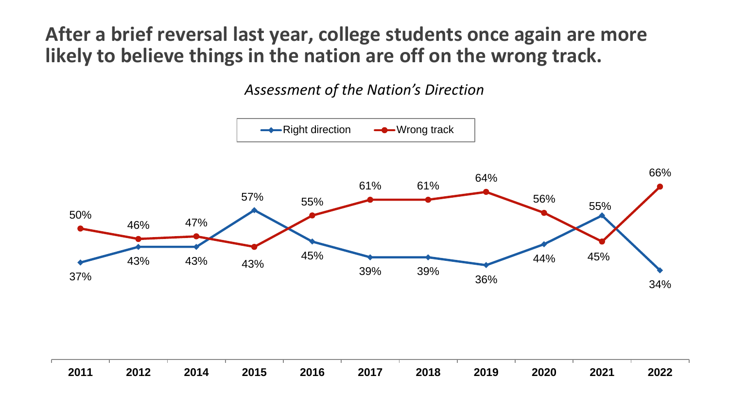# After a brief reversal last year, college students once again are more likely to believe things in the nation are off on the wrong track.

*Assessment of the Nation's Direction*

| | 2011 | 2012 | 2014 | 2015 | 2016 | 2017 | 2018 | 2019 | 2020 | 2021 | 2022 |
|---|---|---|---|---|---|---|---|---|---|---|---|
| Right direction | 37% | 43% | 43% | 57% | 45% | 39% | 39% | 36% | 44% | 55% | 34% |
| Wrong track | 50% | 46% | 47% | 43% | 55% | 61% | 61% | 64% | 56% | 45% | 66% |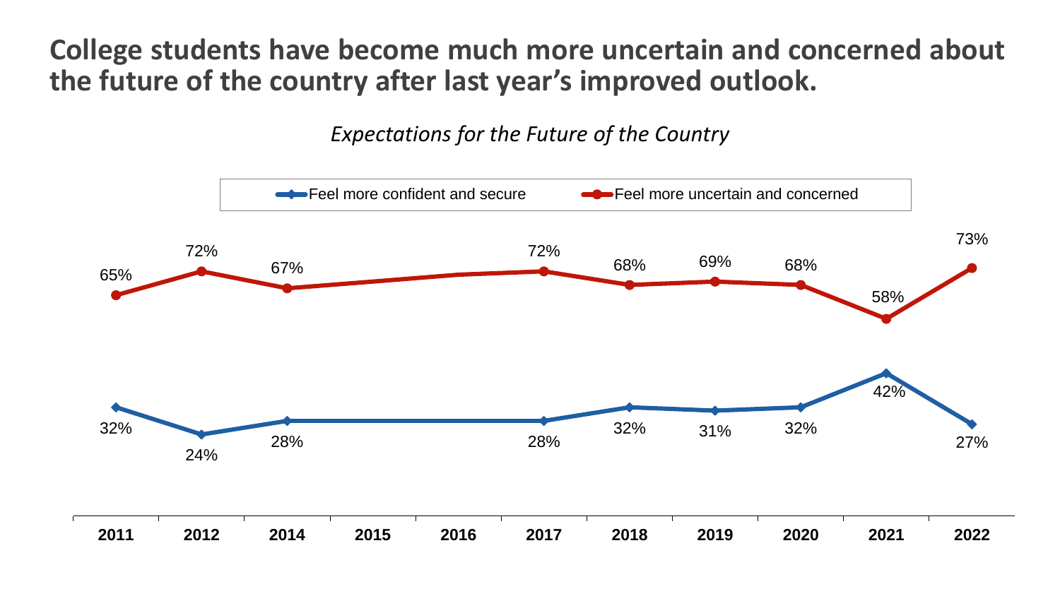# College students have become much more uncertain and concerned about the future of the country after last year's improved outlook.

*Expectations for the Future of the Country*

| Year | Feel more confident and secure | Feel more uncertain and concerned |
|---|---|---|
| 2011 | 32% | 65% |
| 2012 | 24% | 72% |
| 2014 | 28% | 67% |
| 2015 | | |
| 2016 | | |
| 2017 | 28% | 72% |
| 2018 | 32% | 68% |
| 2019 | 31% | 69% |
| 2020 | 32% | 68% |
| 2021 | 42% | 58% |
| 2022 | 27% | 73% |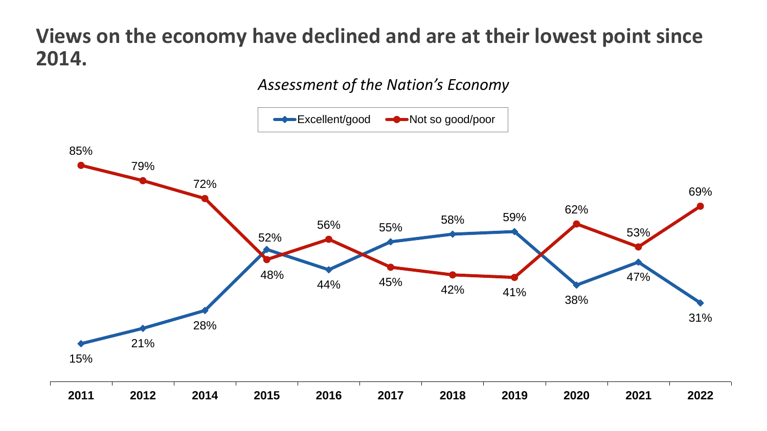# Views on the economy have declined and are at their lowest point since 2014.

*Assessment of the Nation's Economy*

| | 2011 | 2012 | 2014 | 2015 | 2016 | 2017 | 2018 | 2019 | 2020 | 2021 | 2022 |
|---|---|---|---|---|---|---|---|---|---|---|---|
| Excellent/good | 15% | 21% | 28% | 52% | 44% | 55% | 58% | 59% | 38% | 47% | 31% |
| Not so good/poor | 85% | 79% | 72% | 48% | 56% | 45% | 42% | 41% | 62% | 53% | 69% |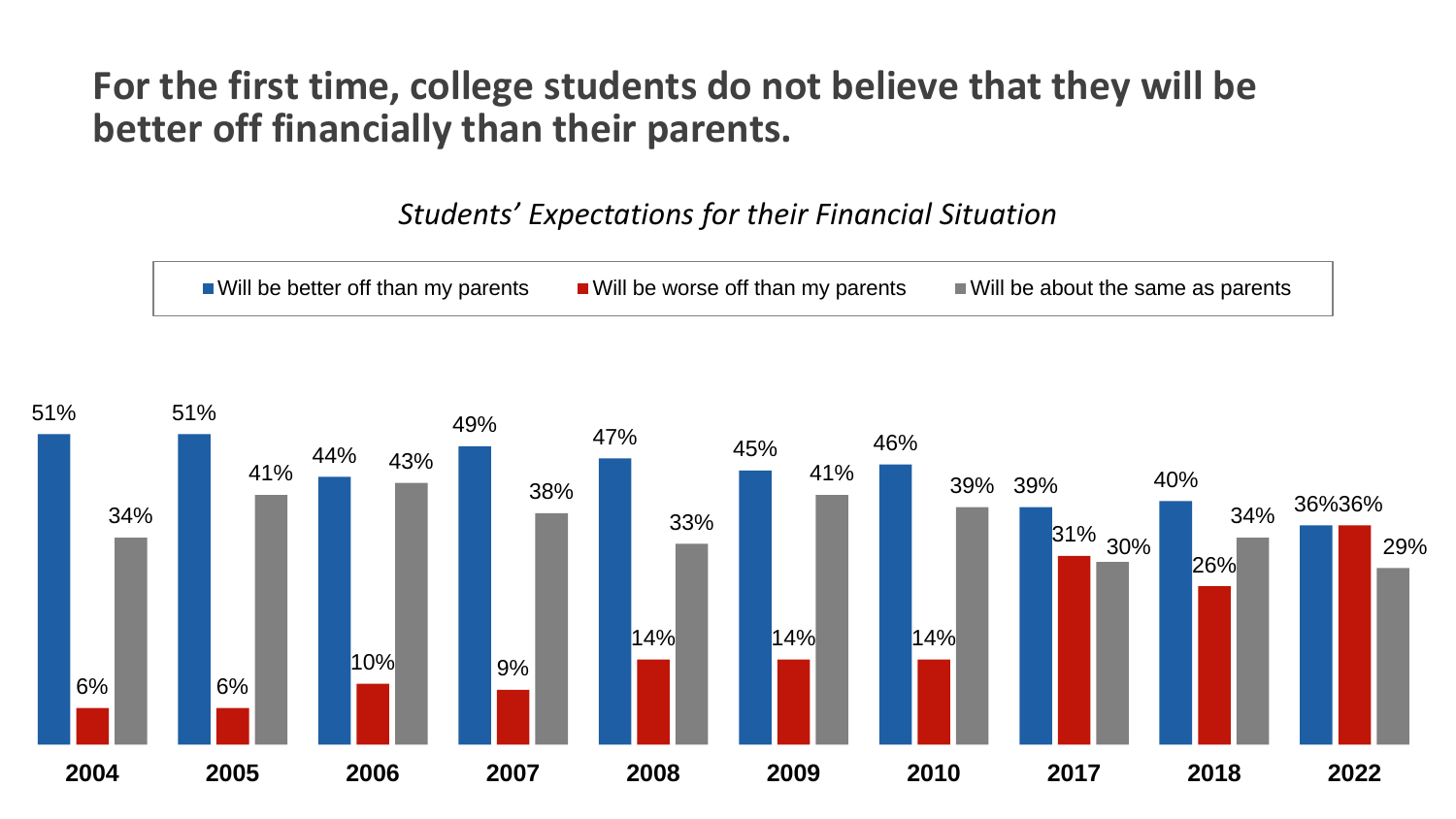# For the first time, college students do not believe that they will be better off financially than their parents.

*Students' Expectations for their Financial Situation*

| Year | Will be better off than my parents | Will be worse off than my parents | Will be about the same as parents |
|---|---|---|---|
| 2004 | 51% | 6% | 34% |
| 2005 | 51% | 6% | 41% |
| 2006 | 44% | 10% | 43% |
| 2007 | 49% | 9% | 38% |
| 2008 | 47% | 14% | 33% |
| 2009 | 45% | 14% | 41% |
| 2010 | 46% | 14% | 39% |
| 2017 | 39% | 31% | 30% |
| 2018 | 40% | 26% | 34% |
| 2022 | 36% | 36% | 29% |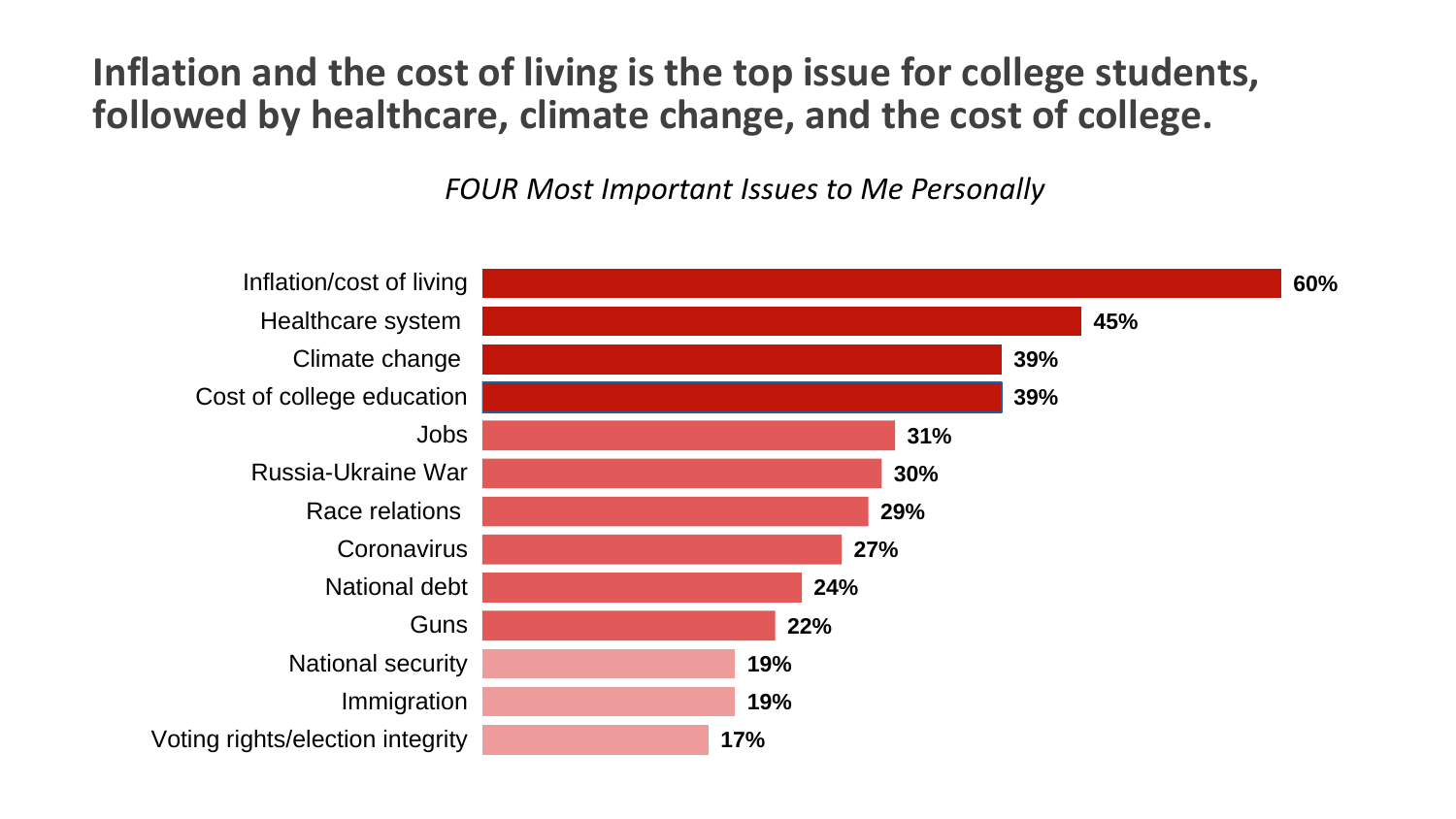# Inflation and the cost of living is the top issue for college students, followed by healthcare, climate change, and the cost of college.

*FOUR Most Important Issues to Me Personally*

| Issue | Percentage |
|---|---|
| Inflation/cost of living | 60% |
| Healthcare system | 45% |
| Climate change | 39% |
| Cost of college education | 39% |
| Jobs | 31% |
| Russia-Ukraine War | 30% |
| Race relations | 29% |
| Coronavirus | 27% |
| National debt | 24% |
| Guns | 22% |
| National security | 19% |
| Immigration | 19% |
| Voting rights/election integrity | 17% |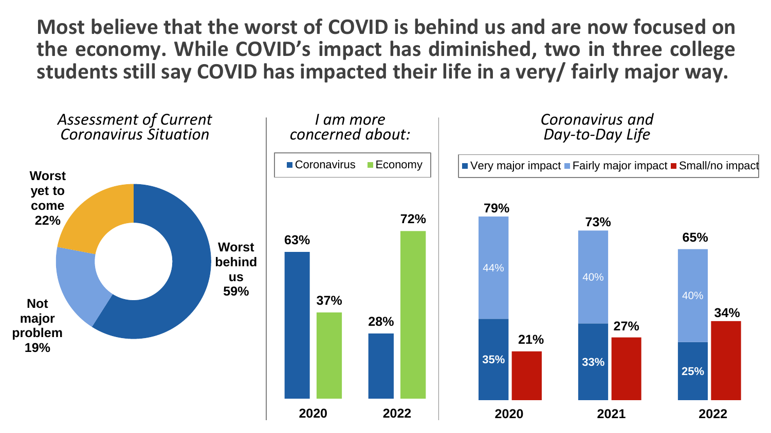# Most believe that the worst of COVID is behind us and are now focused on the economy. While COVID's impact has diminished, two in three college students still say COVID has impacted their life in a very/ fairly major way.

*Assessment of Current Coronavirus Situation*

| Assessment | % |
|---|---|
| Worst behind us | 59% |
| Worst yet to come | 22% |
| Not major problem | 19% |

*I am more concerned about:*

| | Coronavirus | Economy |
|---|---|---|
| 2020 | 63% | 37% |
| 2022 | 28% | 72% |

*Coronavirus and Day-to-Day Life*

| | Very major impact | Fairly major impact | Total very/fairly major impact | Small/no impact |
|---|---|---|---|---|
| 2020 | 35% | 44% | 79% | 21% |
| 2021 | 33% | 40% | 73% | 27% |
| 2022 | 25% | 40% | 65% | 34% |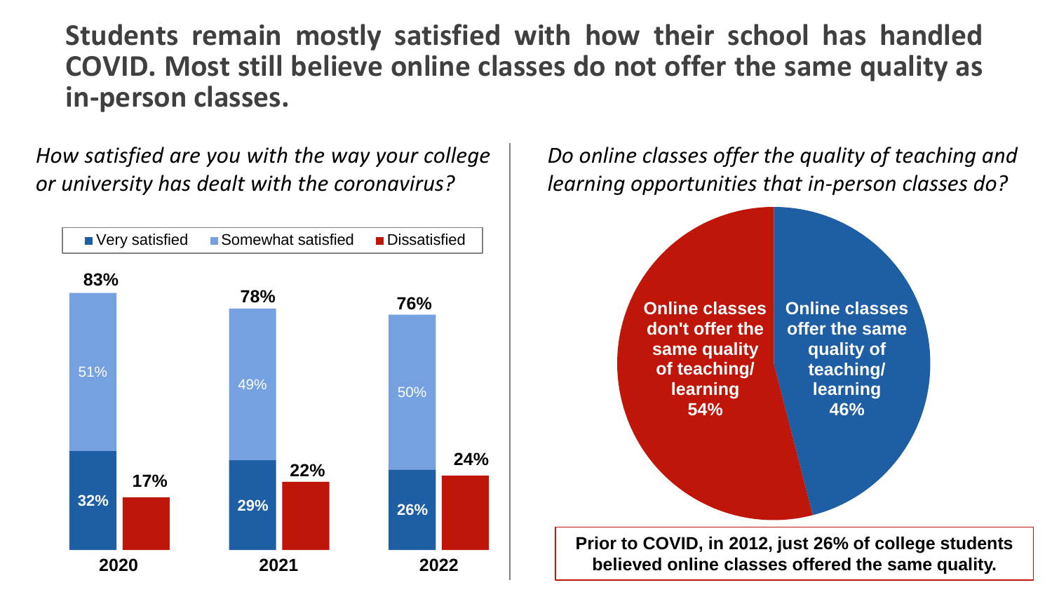# Students remain mostly satisfied with how their school has handled COVID. Most still believe online classes do not offer the same quality as in-person classes.

*How satisfied are you with the way your college or university has dealt with the coronavirus?*

| Year | Very satisfied | Somewhat satisfied | Total satisfied | Dissatisfied |
|---|---|---|---|---|
| 2020 | 32% | 51% | 83% | 17% |
| 2021 | 29% | 49% | 78% | 22% |
| 2022 | 26% | 50% | 76% | 24% |

*Do online classes offer the quality of teaching and learning opportunities that in-person classes do?*

| Response | Percent |
|---|---|
| Online classes don't offer the same quality of teaching/ learning | 54% |
| Online classes offer the same quality of teaching/ learning | 46% |

**Prior to COVID, in 2012, just 26% of college students believed online classes offered the same quality.**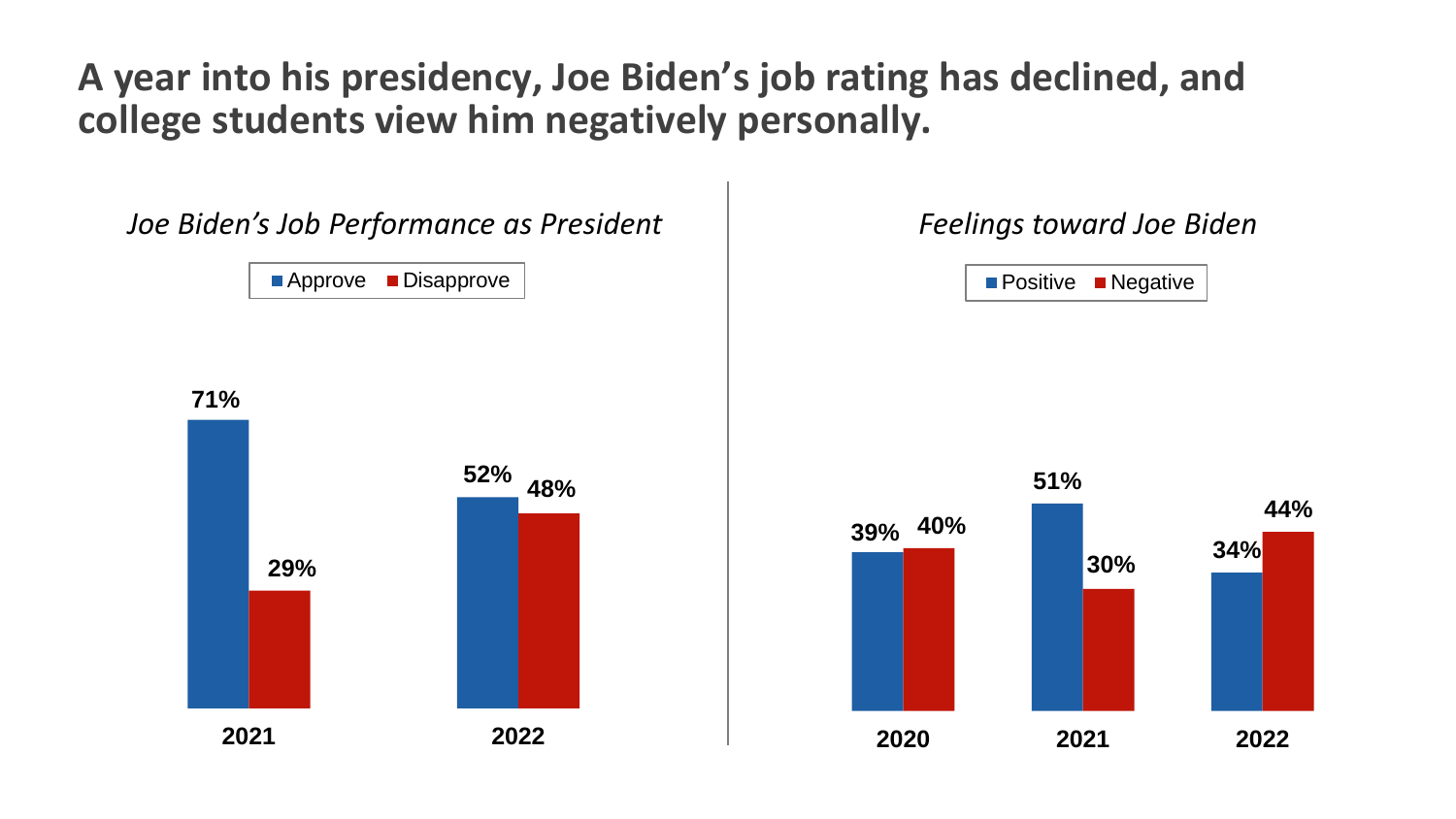# A year into his presidency, Joe Biden's job rating has declined, and college students view him negatively personally.

*Joe Biden's Job Performance as President*

| | Approve | Disapprove |
|---|---|---|
| 2021 | 71% | 29% |
| 2022 | 52% | 48% |

*Feelings toward Joe Biden*

| | Positive | Negative |
|---|---|---|
| 2020 | 39% | 40% |
| 2021 | 51% | 30% |
| 2022 | 34% | 44% |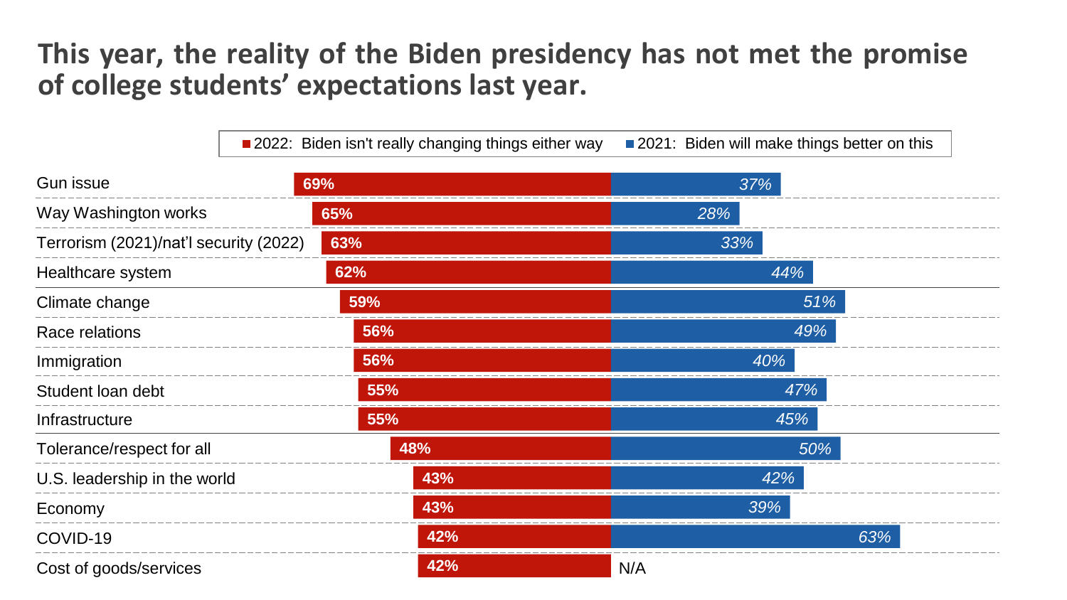# This year, the reality of the Biden presidency has not met the promise of college students' expectations last year.

| | 2022: Biden isn't really changing things either way | 2021: Biden will make things better on this |
|---|---|---|
| Gun issue | 69% | 37% |
| Way Washington works | 65% | 28% |
| Terrorism (2021)/nat'l security (2022) | 63% | 33% |
| Healthcare system | 62% | 44% |
| Climate change | 59% | 51% |
| Race relations | 56% | 49% |
| Immigration | 56% | 40% |
| Student loan debt | 55% | 47% |
| Infrastructure | 55% | 45% |
| Tolerance/respect for all | 48% | 50% |
| U.S. leadership in the world | 43% | 42% |
| Economy | 43% | 39% |
| COVID-19 | 42% | 63% |
| Cost of goods/services | 42% | N/A |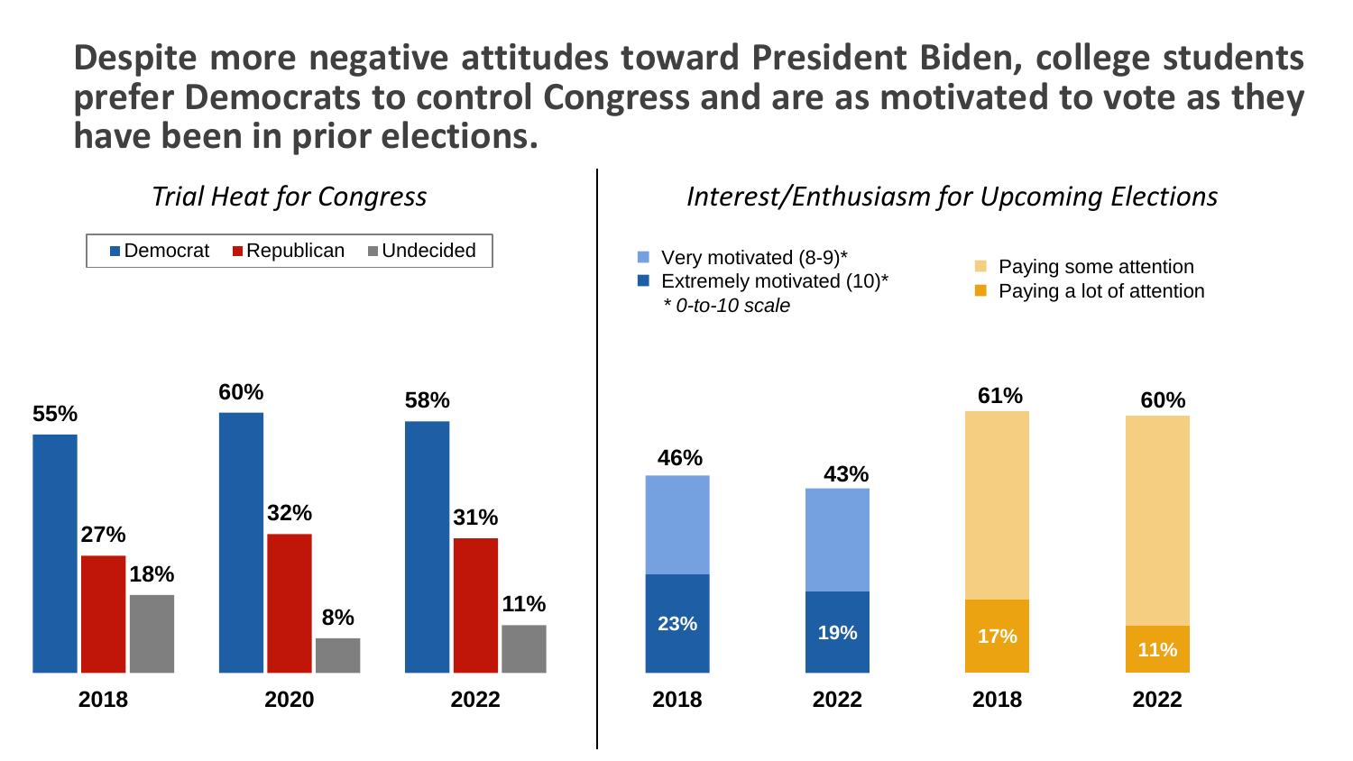# Despite more negative attitudes toward President Biden, college students prefer Democrats to control Congress and are as motivated to vote as they have been in prior elections.

## *Trial Heat for Congress*

| | Democrat | Republican | Undecided |
|---|---|---|---|
| 2018 | 55% | 27% | 18% |
| 2020 | 60% | 32% | 8% |
| 2022 | 58% | 31% | 11% |

## *Interest/Enthusiasm for Upcoming Elections*

- Very motivated (8-9)*
- Extremely motivated (10)*
- *\* 0-to-10 scale*

| | Motivated (8-10) total | Extremely motivated (10) |
|---|---|---|
| 2018 | 46% | 23% |
| 2022 | 43% | 19% |

- Paying some attention
- Paying a lot of attention

| | Paying attention total | Paying a lot of attention |
|---|---|---|
| 2018 | 61% | 17% |
| 2022 | 60% | 11% |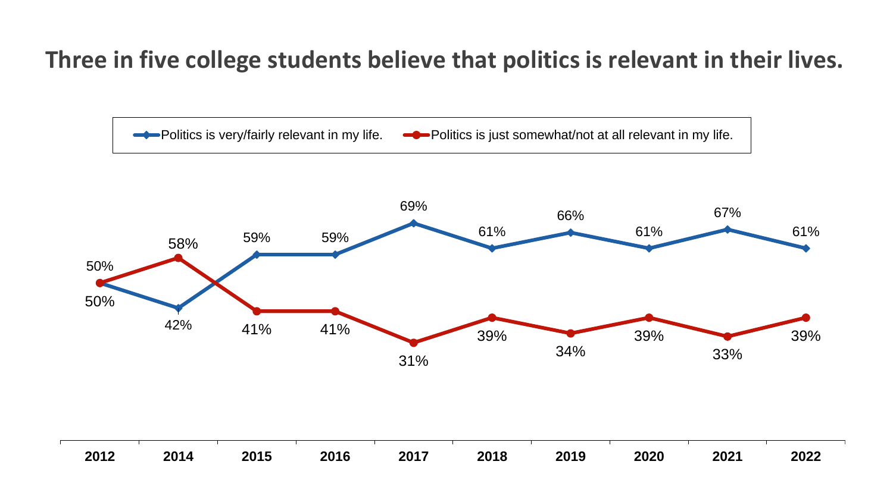# Three in five college students believe that politics is relevant in their lives.

| Year | Politics is very/fairly relevant in my life. | Politics is just somewhat/not at all relevant in my life. |
| --- | --- | --- |
| 2012 | 50% | 50% |
| 2014 | 42% | 58% |
| 2015 | 59% | 41% |
| 2016 | 59% | 41% |
| 2017 | 69% | 31% |
| 2018 | 61% | 39% |
| 2019 | 66% | 34% |
| 2020 | 61% | 39% |
| 2021 | 67% | 33% |
| 2022 | 61% | 39% |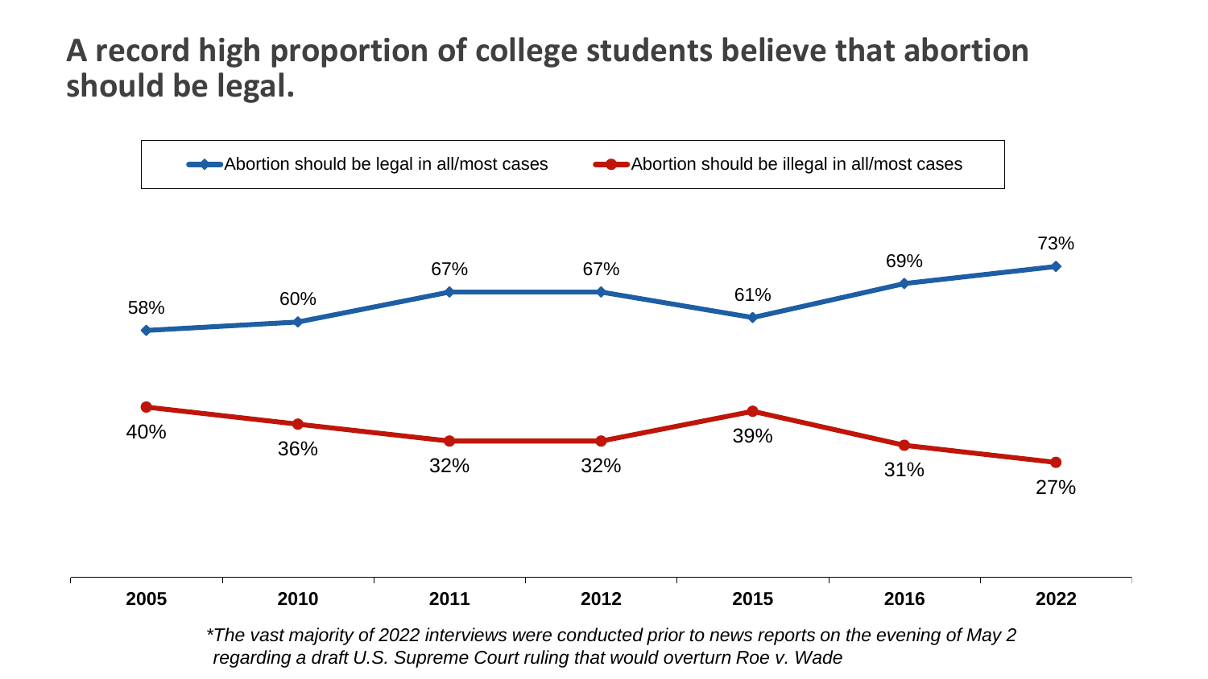# A record high proportion of college students believe that abortion should be legal.

| | 2005 | 2010 | 2011 | 2012 | 2015 | 2016 | 2022 |
|---|---|---|---|---|---|---|---|
| Abortion should be legal in all/most cases | 58% | 60% | 67% | 67% | 61% | 69% | 73% |
| Abortion should be illegal in all/most cases | 40% | 36% | 32% | 32% | 39% | 31% | 27% |

*\*The vast majority of 2022 interviews were conducted prior to news reports on the evening of May 2 regarding a draft U.S. Supreme Court ruling that would overturn Roe v. Wade*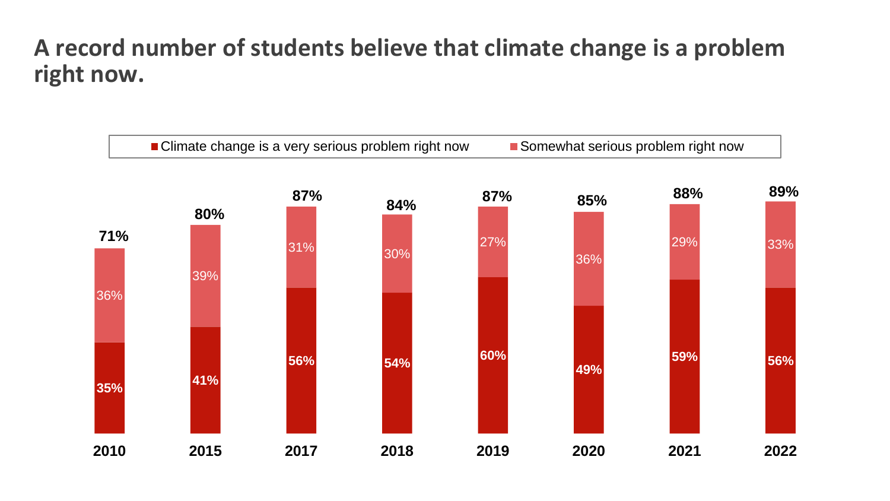# A record number of students believe that climate change is a problem right now.

| Year | Climate change is a very serious problem right now | Somewhat serious problem right now | Total |
|---|---|---|---|
| 2010 | 35% | 36% | 71% |
| 2015 | 41% | 39% | 80% |
| 2017 | 56% | 31% | 87% |
| 2018 | 54% | 30% | 84% |
| 2019 | 60% | 27% | 87% |
| 2020 | 49% | 36% | 85% |
| 2021 | 59% | 29% | 88% |
| 2022 | 56% | 33% | 89% |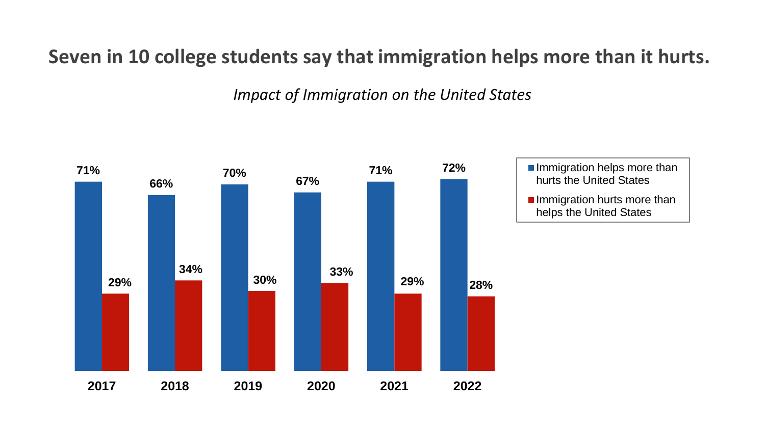# Seven in 10 college students say that immigration helps more than it hurts.

*Impact of Immigration on the United States*

| Year | Immigration helps more than hurts the United States | Immigration hurts more than helps the United States |
|---|---|---|
| 2017 | 71% | 29% |
| 2018 | 66% | 34% |
| 2019 | 70% | 30% |
| 2020 | 67% | 33% |
| 2021 | 71% | 29% |
| 2022 | 72% | 28% |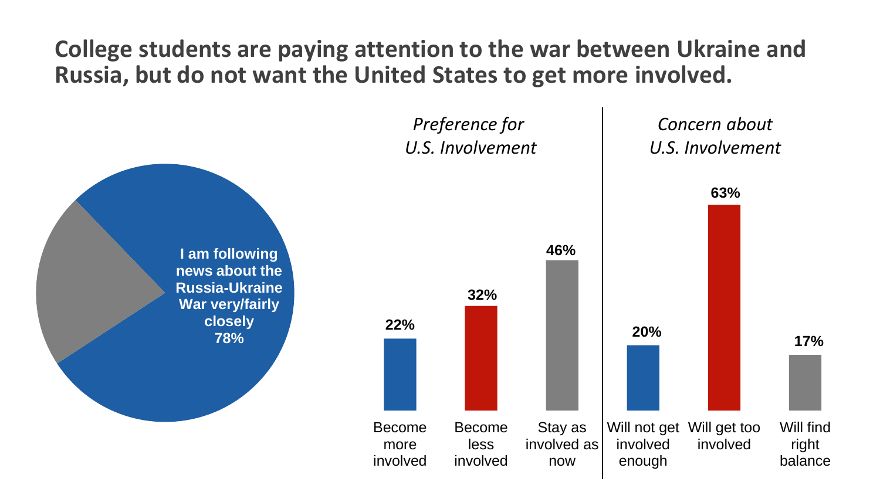# College students are paying attention to the war between Ukraine and Russia, but do not want the United States to get more involved.

I am following news about the Russia-Ukraine War very/fairly closely 78%

*Preference for U.S. Involvement*

| Response | Percent |
| --- | --- |
| Become more involved | 22% |
| Become less involved | 32% |
| Stay as involved as now | 46% |

*Concern about U.S. Involvement*

| Response | Percent |
| --- | --- |
| Will not get involved enough | 20% |
| Will get too involved | 63% |
| Will find right balance | 17% |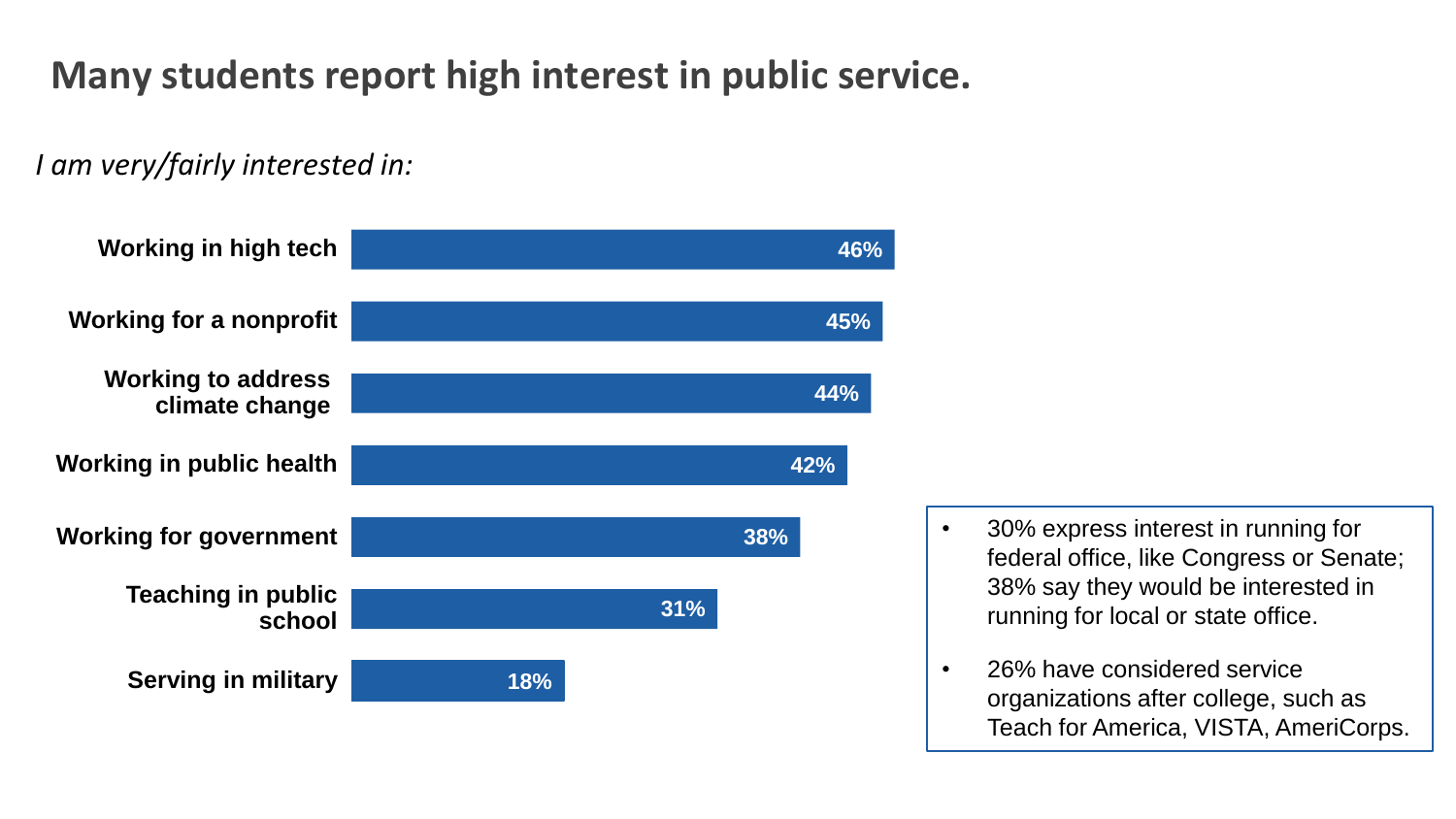# Many students report high interest in public service.

*I am very/fairly interested in:*

| Item | Percentage |
|---|---|
| Working in high tech | 46% |
| Working for a nonprofit | 45% |
| Working to address climate change | 44% |
| Working in public health | 42% |
| Working for government | 38% |
| Teaching in public school | 31% |
| Serving in military | 18% |

- 30% express interest in running for federal office, like Congress or Senate; 38% say they would be interested in running for local or state office.
- 26% have considered service organizations after college, such as Teach for America, VISTA, AmeriCorps.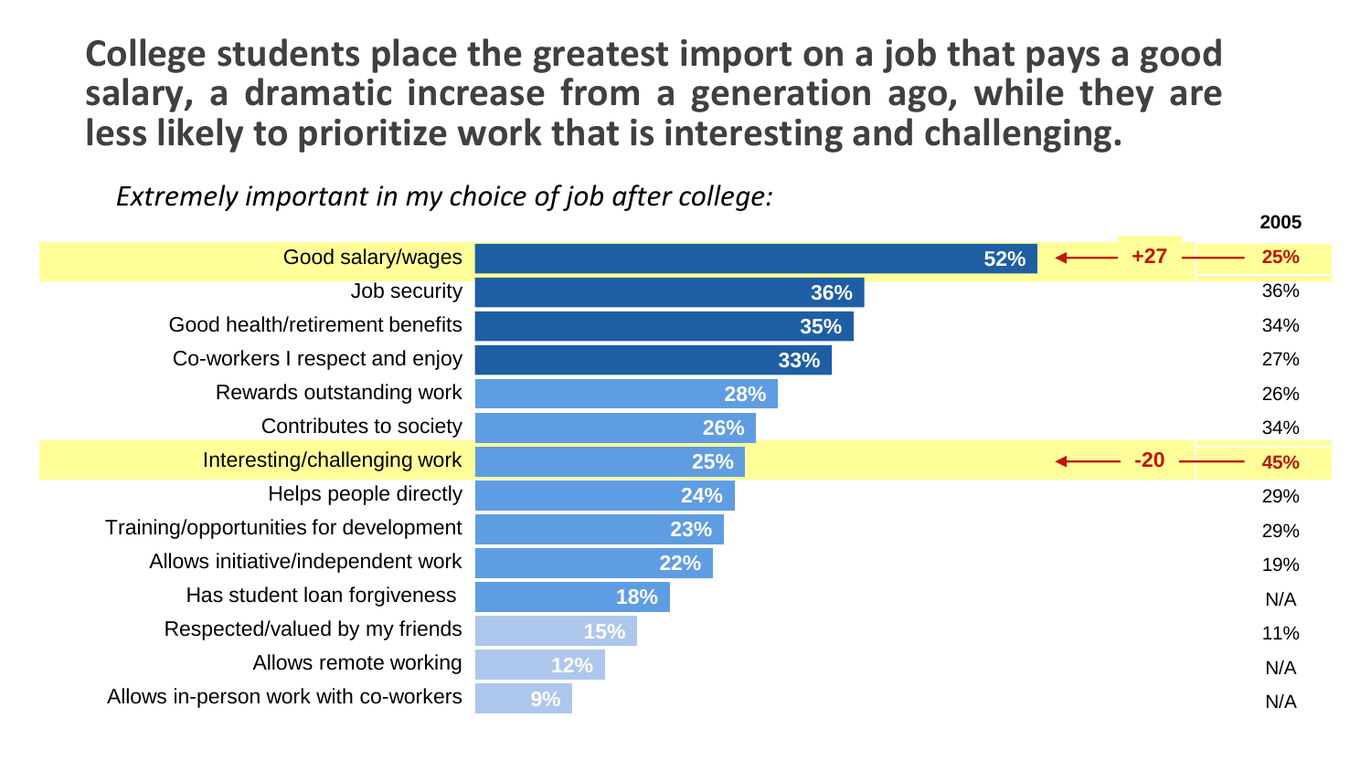# College students place the greatest import on a job that pays a good salary, a dramatic increase from a generation ago, while they are less likely to prioritize work that is interesting and challenging.

*Extremely important in my choice of job after college:*

| | Current | Change | 2005 |
|---|---|---|---|
| Good salary/wages | 52% | +27 | 25% |
| Job security | 36% | | 36% |
| Good health/retirement benefits | 35% | | 34% |
| Co-workers I respect and enjoy | 33% | | 27% |
| Rewards outstanding work | 28% | | 26% |
| Contributes to society | 26% | | 34% |
| Interesting/challenging work | 25% | -20 | 45% |
| Helps people directly | 24% | | 29% |
| Training/opportunities for development | 23% | | 29% |
| Allows initiative/independent work | 22% | | 19% |
| Has student loan forgiveness | 18% | | N/A |
| Respected/valued by my friends | 15% | | 11% |
| Allows remote working | 12% | | N/A |
| Allows in-person work with co-workers | 9% | | N/A |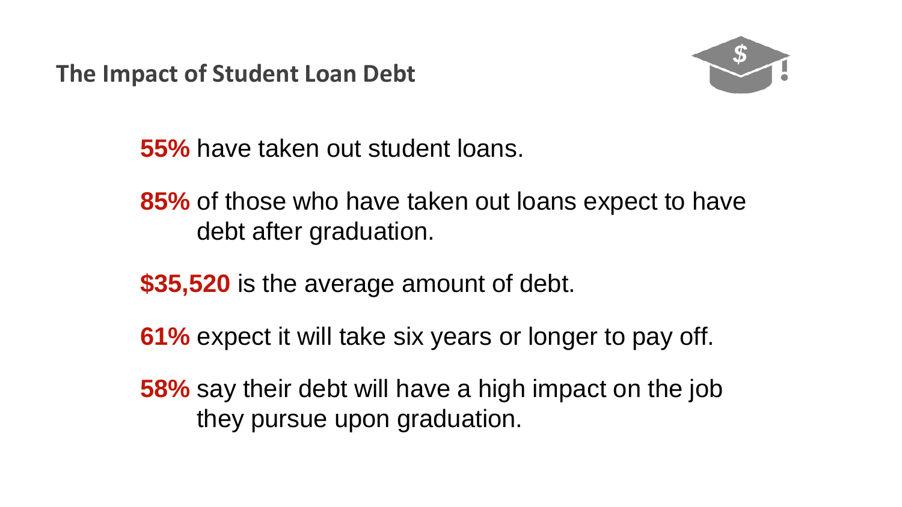## The Impact of Student Loan Debt

**55%** have taken out student loans.

**85%** of those who have taken out loans expect to have debt after graduation.

**$35,520** is the average amount of debt.

**61%** expect it will take six years or longer to pay off.

**58%** say their debt will have a high impact on the job they pursue upon graduation.